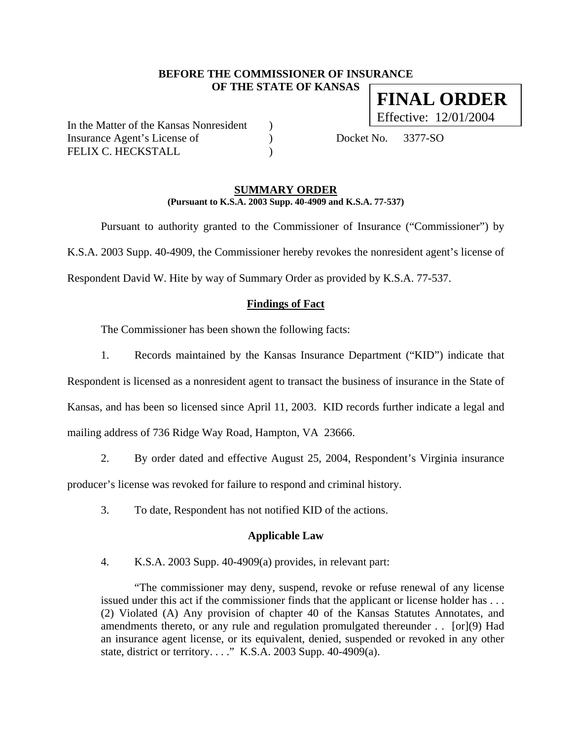**BEFORE THE COMMISSIONER OF INSURANCE**
**OF THE STATE OF KANSAS**

**FINAL ORDER**
Effective: 12/01/2004

In the Matter of the Kansas Nonresident )
Insurance Agent's License of ) Docket No. 3377-SO
FELIX C. HECKSTALL )

## SUMMARY ORDER

**(Pursuant to K.S.A. 2003 Supp. 40-4909 and K.S.A. 77-537)**

Pursuant to authority granted to the Commissioner of Insurance ("Commissioner") by K.S.A. 2003 Supp. 40-4909, the Commissioner hereby revokes the nonresident agent's license of Respondent David W. Hite by way of Summary Order as provided by K.S.A. 77-537.

### Findings of Fact

The Commissioner has been shown the following facts:

1. Records maintained by the Kansas Insurance Department ("KID") indicate that Respondent is licensed as a nonresident agent to transact the business of insurance in the State of Kansas, and has been so licensed since April 11, 2003. KID records further indicate a legal and mailing address of 736 Ridge Way Road, Hampton, VA 23666.

2. By order dated and effective August 25, 2004, Respondent's Virginia insurance producer's license was revoked for failure to respond and criminal history.

3. To date, Respondent has not notified KID of the actions.

### Applicable Law

4. K.S.A. 2003 Supp. 40-4909(a) provides, in relevant part:

> "The commissioner may deny, suspend, revoke or refuse renewal of any license issued under this act if the commissioner finds that the applicant or license holder has . . . (2) Violated (A) Any provision of chapter 40 of the Kansas Statutes Annotates, and amendments thereto, or any rule and regulation promulgated thereunder . . [or](9) Had an insurance agent license, or its equivalent, denied, suspended or revoked in any other state, district or territory. . . ." K.S.A. 2003 Supp. 40-4909(a).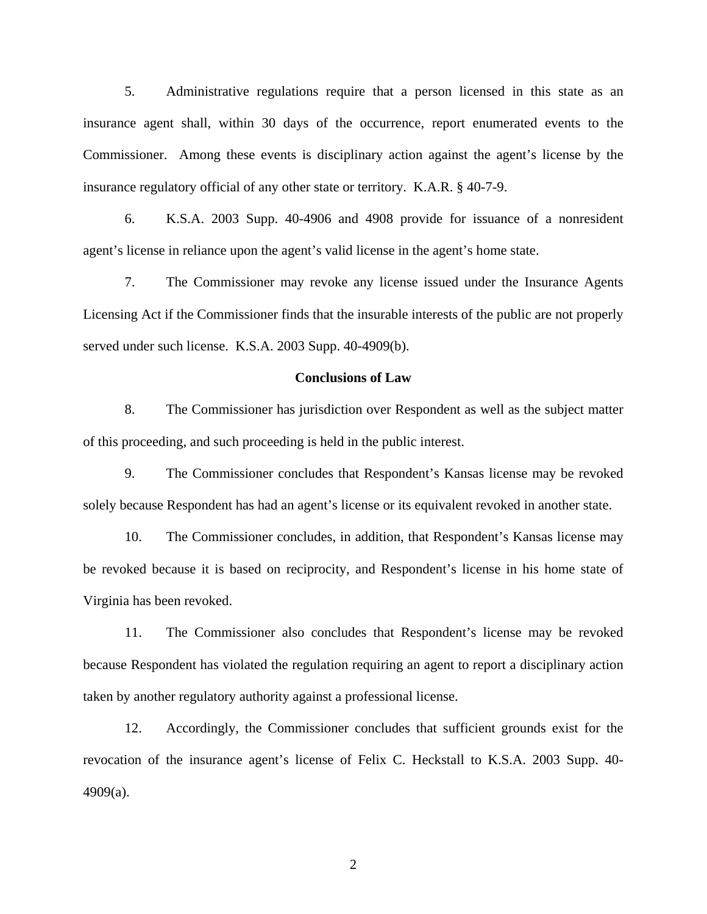5. Administrative regulations require that a person licensed in this state as an insurance agent shall, within 30 days of the occurrence, report enumerated events to the Commissioner. Among these events is disciplinary action against the agent's license by the insurance regulatory official of any other state or territory. K.A.R. § 40-7-9.

6. K.S.A. 2003 Supp. 40-4906 and 4908 provide for issuance of a nonresident agent's license in reliance upon the agent's valid license in the agent's home state.

7. The Commissioner may revoke any license issued under the Insurance Agents Licensing Act if the Commissioner finds that the insurable interests of the public are not properly served under such license. K.S.A. 2003 Supp. 40-4909(b).

**Conclusions of Law**

8. The Commissioner has jurisdiction over Respondent as well as the subject matter of this proceeding, and such proceeding is held in the public interest.

9. The Commissioner concludes that Respondent's Kansas license may be revoked solely because Respondent has had an agent's license or its equivalent revoked in another state.

10. The Commissioner concludes, in addition, that Respondent's Kansas license may be revoked because it is based on reciprocity, and Respondent's license in his home state of Virginia has been revoked.

11. The Commissioner also concludes that Respondent's license may be revoked because Respondent has violated the regulation requiring an agent to report a disciplinary action taken by another regulatory authority against a professional license.

12. Accordingly, the Commissioner concludes that sufficient grounds exist for the revocation of the insurance agent's license of Felix C. Heckstall to K.S.A. 2003 Supp. 40-4909(a).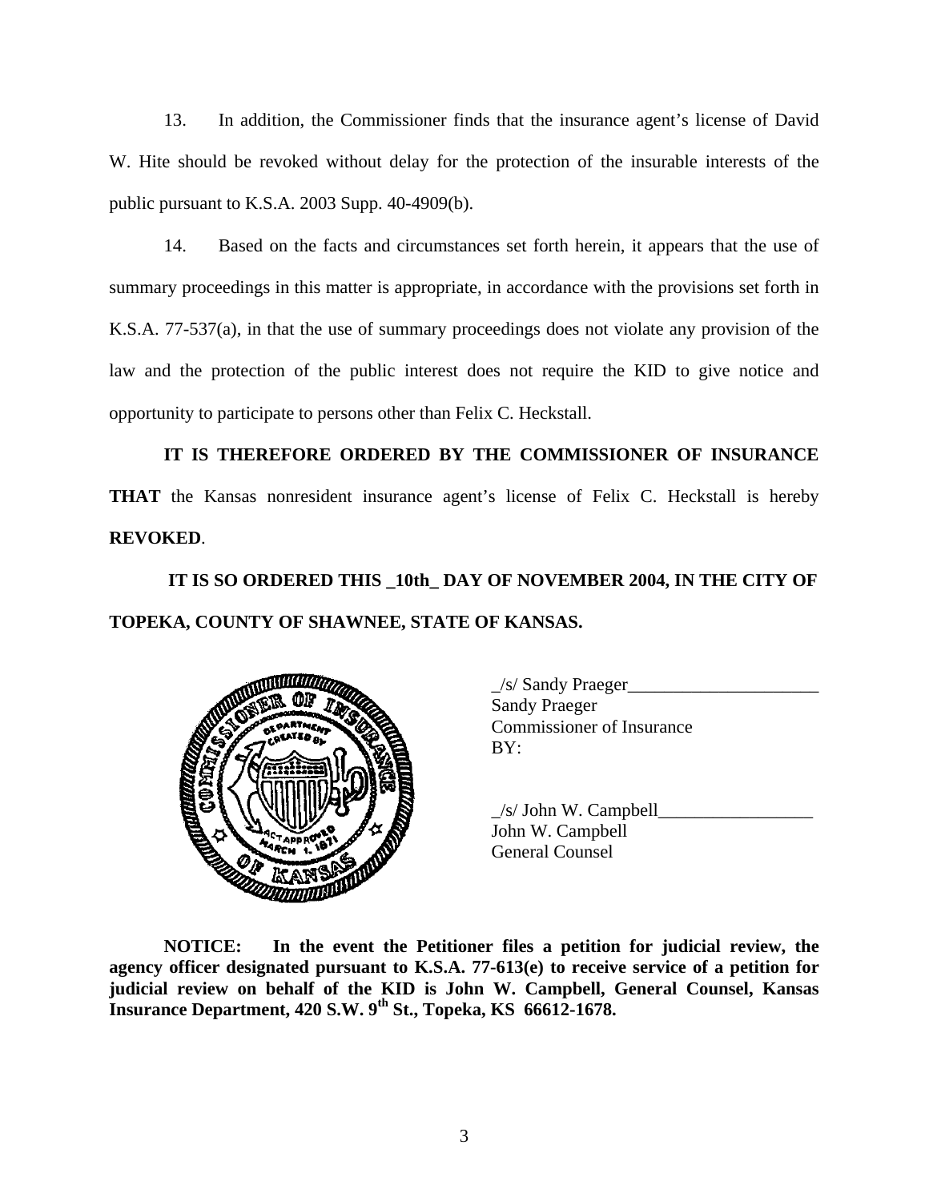13. In addition, the Commissioner finds that the insurance agent's license of David W. Hite should be revoked without delay for the protection of the insurable interests of the public pursuant to K.S.A. 2003 Supp. 40-4909(b).

14. Based on the facts and circumstances set forth herein, it appears that the use of summary proceedings in this matter is appropriate, in accordance with the provisions set forth in K.S.A. 77-537(a), in that the use of summary proceedings does not violate any provision of the law and the protection of the public interest does not require the KID to give notice and opportunity to participate to persons other than Felix C. Heckstall.

**IT IS THEREFORE ORDERED BY THE COMMISSIONER OF INSURANCE THAT** the Kansas nonresident insurance agent's license of Felix C. Heckstall is hereby **REVOKED**.

**IT IS SO ORDERED THIS _10th_ DAY OF NOVEMBER 2004, IN THE CITY OF TOPEKA, COUNTY OF SHAWNEE, STATE OF KANSAS.**

_/s/ Sandy Praeger_____________________
Sandy Praeger
Commissioner of Insurance
BY:

_/s/ John W. Campbell_________________
John W. Campbell
General Counsel

**NOTICE: In the event the Petitioner files a petition for judicial review, the agency officer designated pursuant to K.S.A. 77-613(e) to receive service of a petition for judicial review on behalf of the KID is John W. Campbell, General Counsel, Kansas Insurance Department, 420 S.W. 9th St., Topeka, KS 66612-1678.**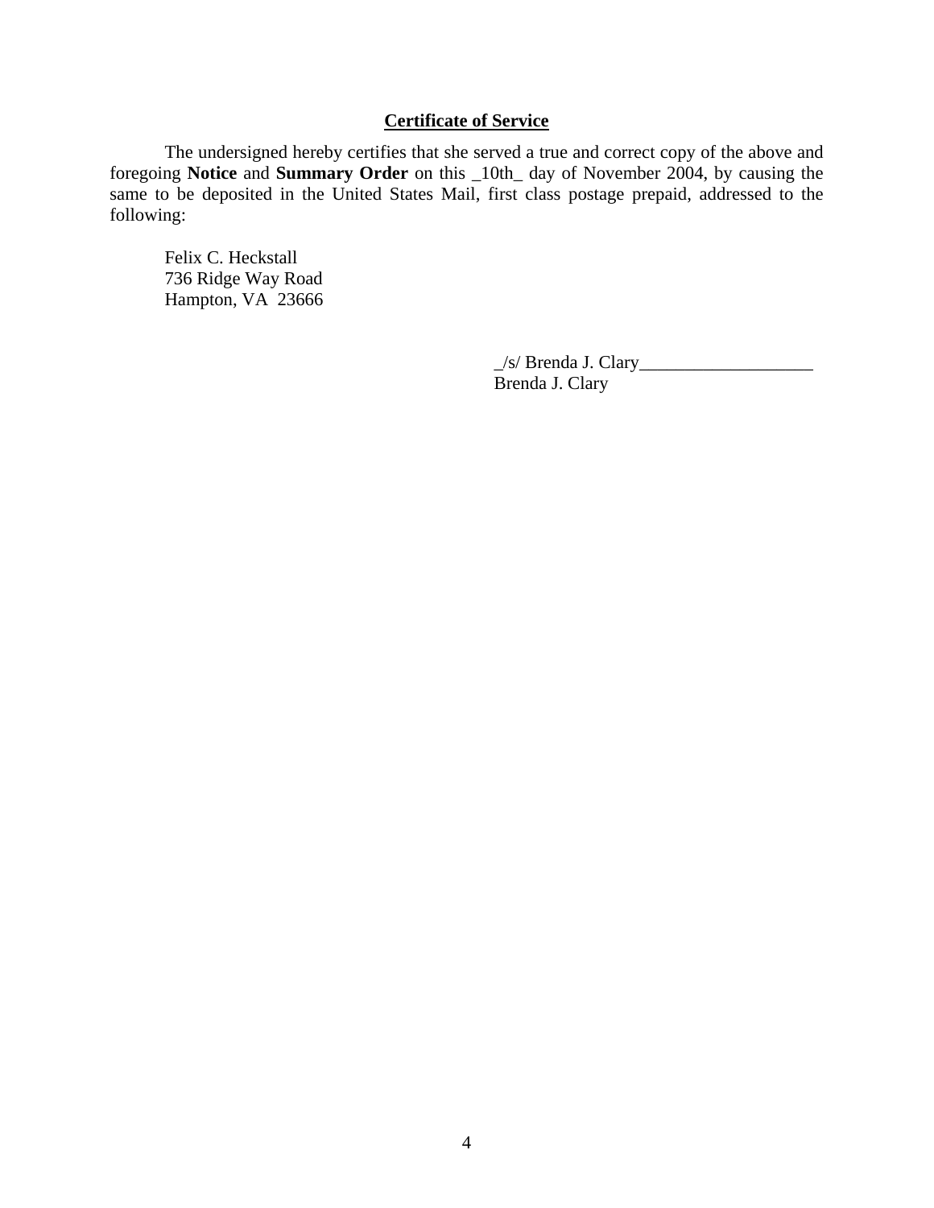**Certificate of Service**

The undersigned hereby certifies that she served a true and correct copy of the above and foregoing **Notice** and **Summary Order** on this _10th_ day of November 2004, by causing the same to be deposited in the United States Mail, first class postage prepaid, addressed to the following:

Felix C. Heckstall
736 Ridge Way Road
Hampton, VA 23666

_/s/ Brenda J. Clary___________________
Brenda J. Clary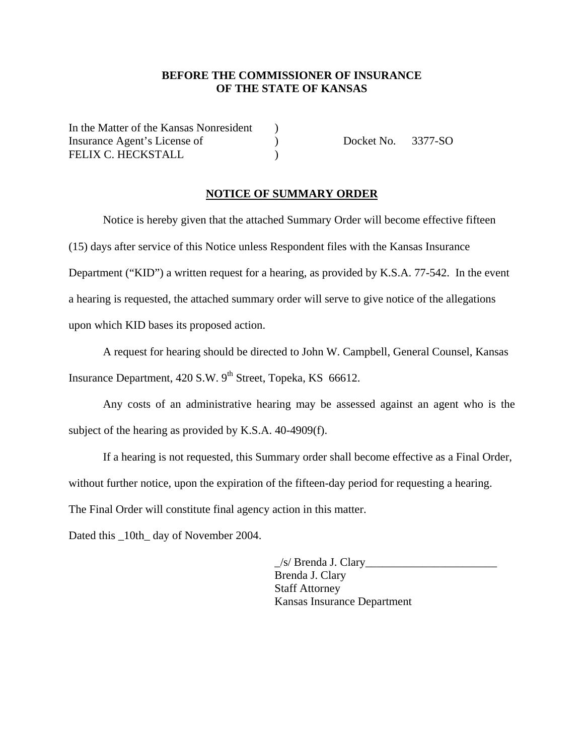**BEFORE THE COMMISSIONER OF INSURANCE**
**OF THE STATE OF KANSAS**

| | | |
|---|---|---|
| In the Matter of the Kansas Nonresident | ) | |
| Insurance Agent's License of | ) | Docket No. 3377-SO |
| FELIX C. HECKSTALL | ) | |

## NOTICE OF SUMMARY ORDER

Notice is hereby given that the attached Summary Order will become effective fifteen (15) days after service of this Notice unless Respondent files with the Kansas Insurance Department ("KID") a written request for a hearing, as provided by K.S.A. 77-542. In the event a hearing is requested, the attached summary order will serve to give notice of the allegations upon which KID bases its proposed action.

A request for hearing should be directed to John W. Campbell, General Counsel, Kansas Insurance Department, 420 S.W. 9th Street, Topeka, KS 66612.

Any costs of an administrative hearing may be assessed against an agent who is the subject of the hearing as provided by K.S.A. 40-4909(f).

If a hearing is not requested, this Summary order shall become effective as a Final Order, without further notice, upon the expiration of the fifteen-day period for requesting a hearing. The Final Order will constitute final agency action in this matter.

Dated this _10th_ day of November 2004.

_/s/ Brenda J. Clary_______________________
Brenda J. Clary
Staff Attorney
Kansas Insurance Department